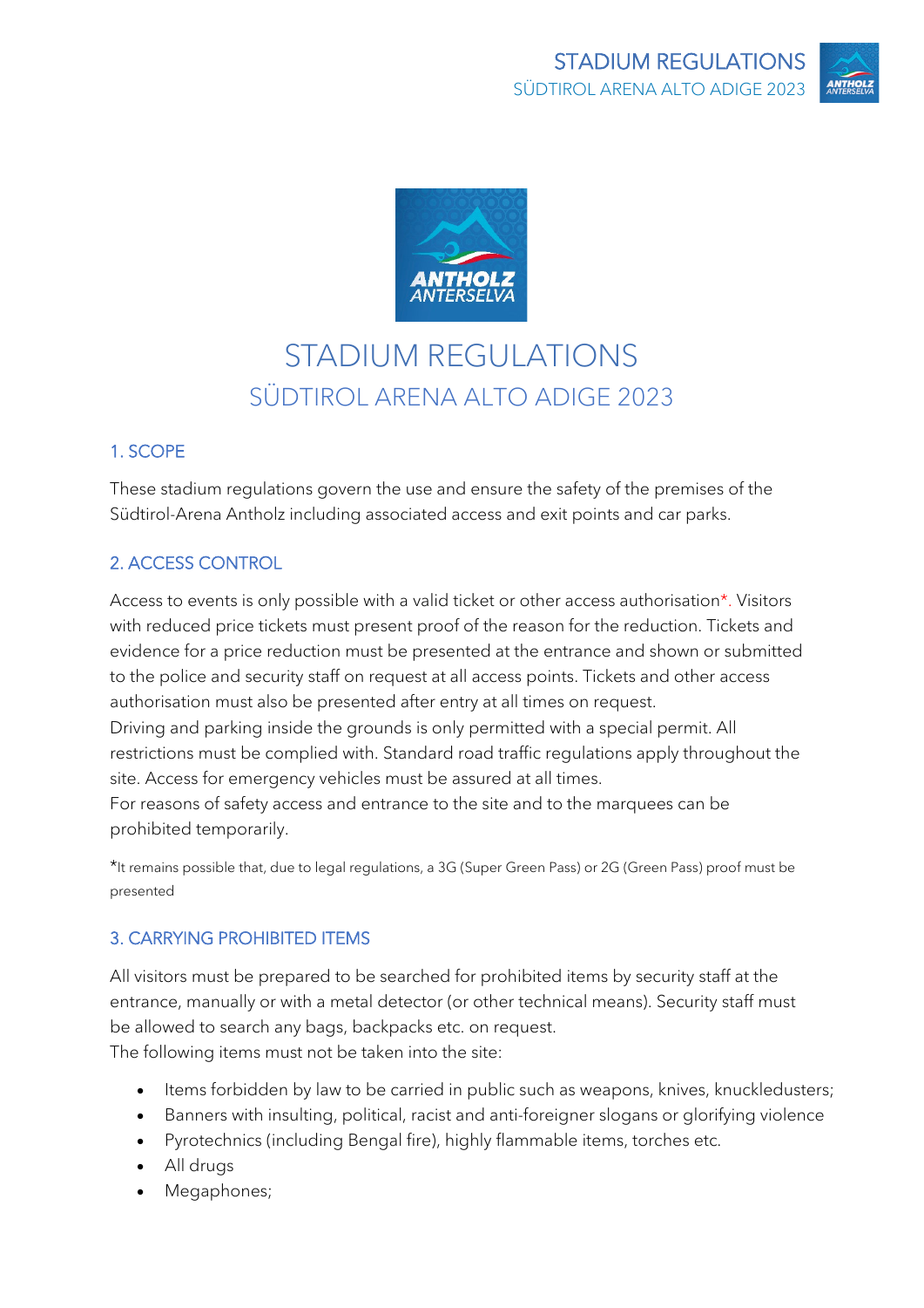# STADIUM REGULATIONS

## SÜDTIROL ARENA ALTO ADIGE 2023

### 1. SCOPE

These stadium regulations govern the use and ensure the safety of the premises of the Südtirol-Arena Antholz including associated access and exit points and car parks.

### 2. ACCESS CONTROL

Access to events is only possible with a valid ticket or other access authorisation*. Visitors with reduced price tickets must present proof of the reason for the reduction. Tickets and evidence for a price reduction must be presented at the entrance and shown or submitted to the police and security staff on request at all access points. Tickets and other access authorisation must also be presented after entry at all times on request.
Driving and parking inside the grounds is only permitted with a special permit. All restrictions must be complied with. Standard road traffic regulations apply throughout the site. Access for emergency vehicles must be assured at all times.
For reasons of safety access and entrance to the site and to the marquees can be prohibited temporarily.

*It remains possible that, due to legal regulations, a 3G (Super Green Pass) or 2G (Green Pass) proof must be presented

### 3. CARRYING PROHIBITED ITEMS

All visitors must be prepared to be searched for prohibited items by security staff at the entrance, manually or with a metal detector (or other technical means). Security staff must be allowed to search any bags, backpacks etc. on request.
The following items must not be taken into the site:

- Items forbidden by law to be carried in public such as weapons, knives, knuckledusters;
- Banners with insulting, political, racist and anti-foreigner slogans or glorifying violence
- Pyrotechnics (including Bengal fire), highly flammable items, torches etc.
- All drugs
- Megaphones;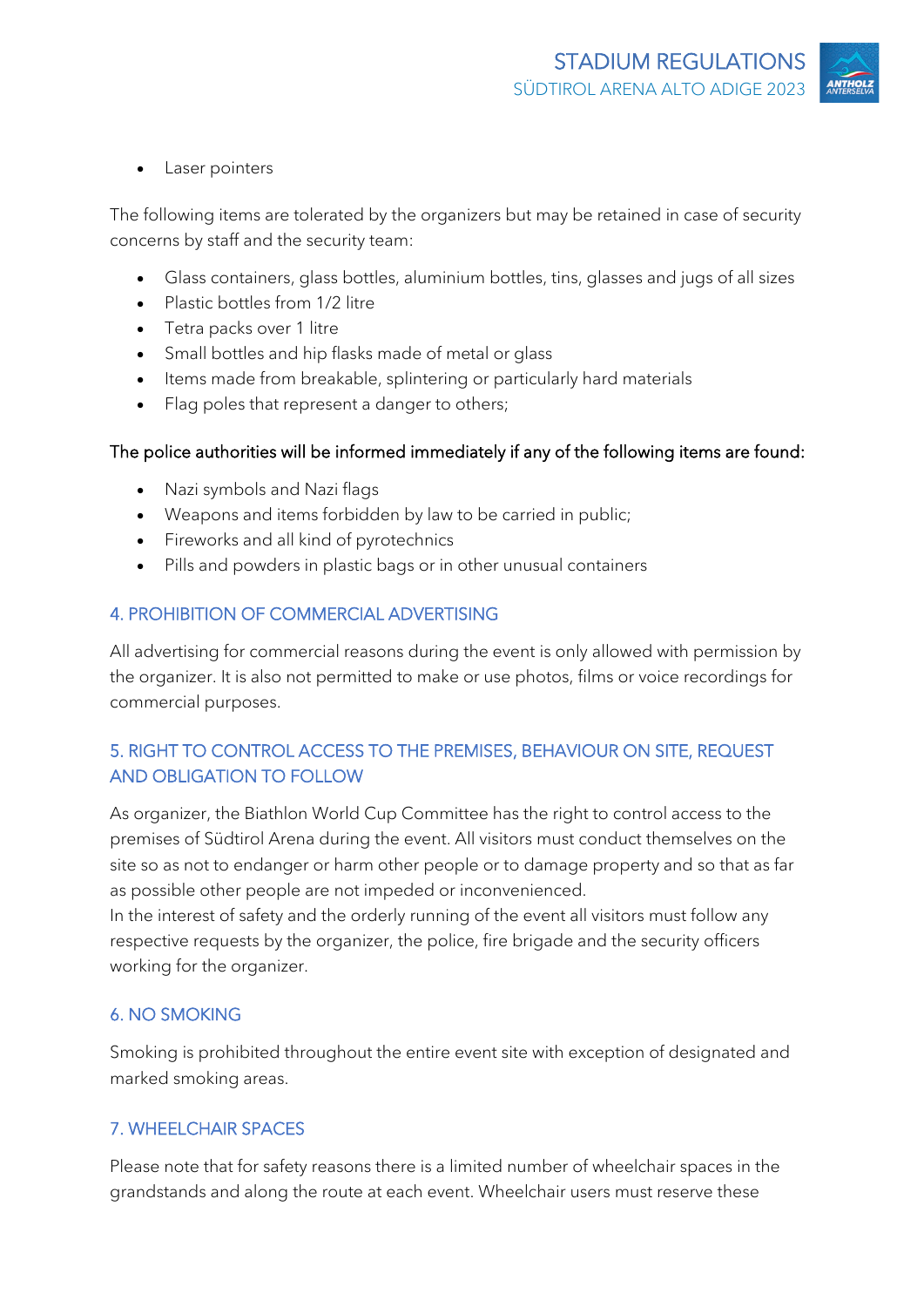- Laser pointers

The following items are tolerated by the organizers but may be retained in case of security concerns by staff and the security team:

- Glass containers, glass bottles, aluminium bottles, tins, glasses and jugs of all sizes
- Plastic bottles from 1/2 litre
- Tetra packs over 1 litre
- Small bottles and hip flasks made of metal or glass
- Items made from breakable, splintering or particularly hard materials
- Flag poles that represent a danger to others;

The police authorities will be informed immediately if any of the following items are found:

- Nazi symbols and Nazi flags
- Weapons and items forbidden by law to be carried in public;
- Fireworks and all kind of pyrotechnics
- Pills and powders in plastic bags or in other unusual containers

## 4. PROHIBITION OF COMMERCIAL ADVERTISING

All advertising for commercial reasons during the event is only allowed with permission by the organizer. It is also not permitted to make or use photos, films or voice recordings for commercial purposes.

## 5. RIGHT TO CONTROL ACCESS TO THE PREMISES, BEHAVIOUR ON SITE, REQUEST AND OBLIGATION TO FOLLOW

As organizer, the Biathlon World Cup Committee has the right to control access to the premises of Südtirol Arena during the event. All visitors must conduct themselves on the site so as not to endanger or harm other people or to damage property and so that as far as possible other people are not impeded or inconvenienced.
In the interest of safety and the orderly running of the event all visitors must follow any respective requests by the organizer, the police, fire brigade and the security officers working for the organizer.

## 6. NO SMOKING

Smoking is prohibited throughout the entire event site with exception of designated and marked smoking areas.

## 7. WHEELCHAIR SPACES

Please note that for safety reasons there is a limited number of wheelchair spaces in the grandstands and along the route at each event. Wheelchair users must reserve these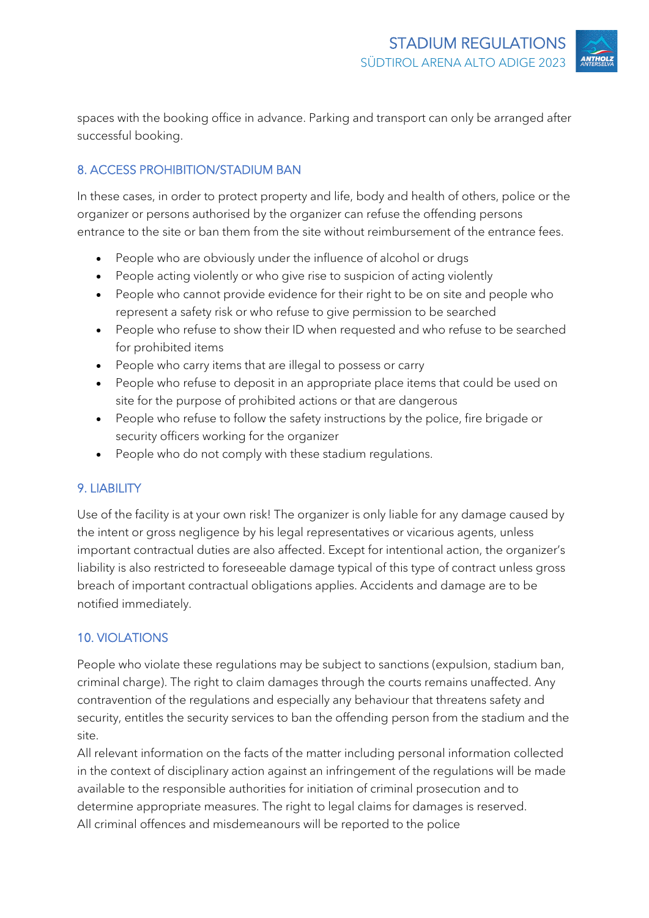spaces with the booking office in advance. Parking and transport can only be arranged after successful booking.

## 8. ACCESS PROHIBITION/STADIUM BAN

In these cases, in order to protect property and life, body and health of others, police or the organizer or persons authorised by the organizer can refuse the offending persons entrance to the site or ban them from the site without reimbursement of the entrance fees.

- People who are obviously under the influence of alcohol or drugs
- People acting violently or who give rise to suspicion of acting violently
- People who cannot provide evidence for their right to be on site and people who represent a safety risk or who refuse to give permission to be searched
- People who refuse to show their ID when requested and who refuse to be searched for prohibited items
- People who carry items that are illegal to possess or carry
- People who refuse to deposit in an appropriate place items that could be used on site for the purpose of prohibited actions or that are dangerous
- People who refuse to follow the safety instructions by the police, fire brigade or security officers working for the organizer
- People who do not comply with these stadium regulations.

## 9. LIABILITY

Use of the facility is at your own risk! The organizer is only liable for any damage caused by the intent or gross negligence by his legal representatives or vicarious agents, unless important contractual duties are also affected. Except for intentional action, the organizer's liability is also restricted to foreseeable damage typical of this type of contract unless gross breach of important contractual obligations applies. Accidents and damage are to be notified immediately.

## 10. VIOLATIONS

People who violate these regulations may be subject to sanctions (expulsion, stadium ban, criminal charge). The right to claim damages through the courts remains unaffected. Any contravention of the regulations and especially any behaviour that threatens safety and security, entitles the security services to ban the offending person from the stadium and the site.

All relevant information on the facts of the matter including personal information collected in the context of disciplinary action against an infringement of the regulations will be made available to the responsible authorities for initiation of criminal prosecution and to determine appropriate measures. The right to legal claims for damages is reserved.

All criminal offences and misdemeanours will be reported to the police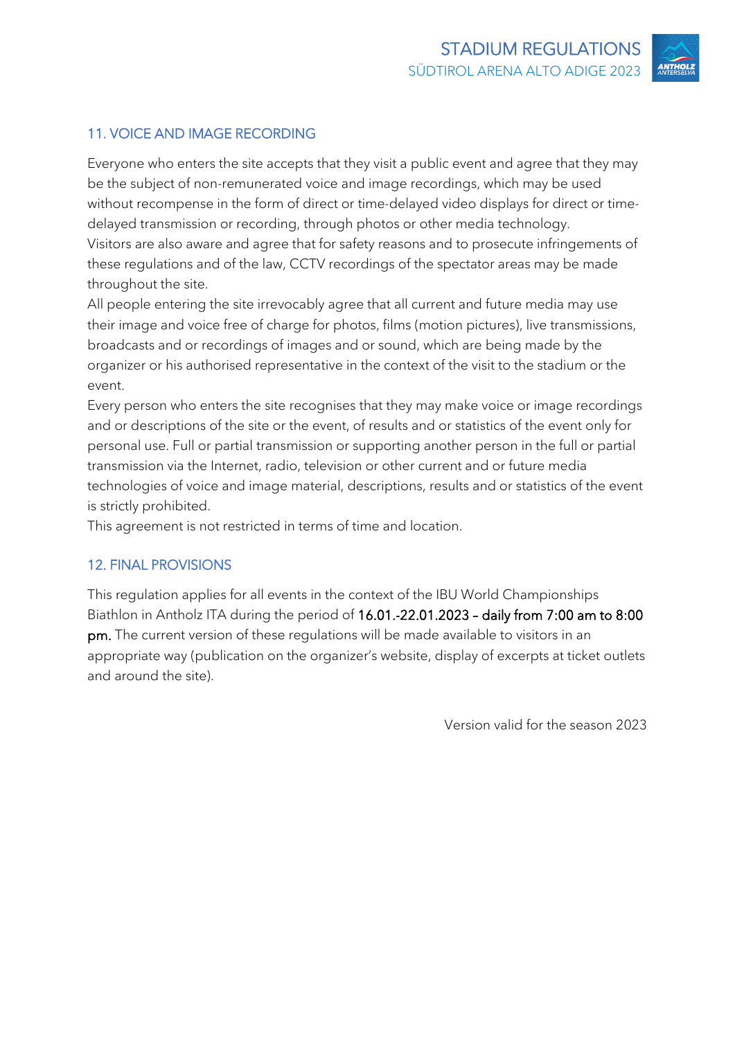## 11. VOICE AND IMAGE RECORDING

Everyone who enters the site accepts that they visit a public event and agree that they may be the subject of non-remunerated voice and image recordings, which may be used without recompense in the form of direct or time-delayed video displays for direct or time-delayed transmission or recording, through photos or other media technology.
Visitors are also aware and agree that for safety reasons and to prosecute infringements of these regulations and of the law, CCTV recordings of the spectator areas may be made throughout the site.
All people entering the site irrevocably agree that all current and future media may use their image and voice free of charge for photos, films (motion pictures), live transmissions, broadcasts and or recordings of images and or sound, which are being made by the organizer or his authorised representative in the context of the visit to the stadium or the event.
Every person who enters the site recognises that they may make voice or image recordings and or descriptions of the site or the event, of results and or statistics of the event only for personal use. Full or partial transmission or supporting another person in the full or partial transmission via the Internet, radio, television or other current and or future media technologies of voice and image material, descriptions, results and or statistics of the event is strictly prohibited.
This agreement is not restricted in terms of time and location.

## 12. FINAL PROVISIONS

This regulation applies for all events in the context of the IBU World Championships Biathlon in Antholz ITA during the period of **16.01.-22.01.2023 – daily from 7:00 am to 8:00 pm.** The current version of these regulations will be made available to visitors in an appropriate way (publication on the organizer's website, display of excerpts at ticket outlets and around the site).

Version valid for the season 2023